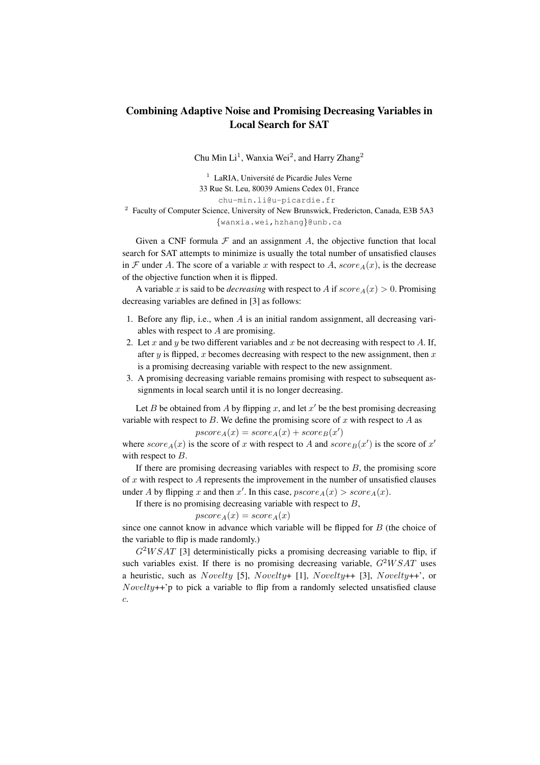# Combining Adaptive Noise and Promising Decreasing Variables in Local Search for SAT

Chu Min Li[1], Wanxia Wei[2], and Harry Zhang[2]

[1] LaRIA, Université de Picardie Jules Verne
33 Rue St. Leu, 80039 Amiens Cedex 01, France
chu-min.li@u-picardie.fr

[2] Faculty of Computer Science, University of New Brunswick, Fredericton, Canada, E3B 5A3
{wanxia.wei,hzhang}@unb.ca

Given a CNF formula $\mathcal{F}$ and an assignment $A$, the objective function that local search for SAT attempts to minimize is usually the total number of unsatisfied clauses in $\mathcal{F}$ under $A$. The score of a variable $x$ with respect to $A$, $score_A(x)$, is the decrease of the objective function when it is flipped.

A variable $x$ is said to be *decreasing* with respect to $A$ if $score_A(x) > 0$. Promising decreasing variables are defined in [3] as follows:

1. Before any flip, i.e., when $A$ is an initial random assignment, all decreasing variables with respect to $A$ are promising.
2. Let $x$ and $y$ be two different variables and $x$ be not decreasing with respect to $A$. If, after $y$ is flipped, $x$ becomes decreasing with respect to the new assignment, then $x$ is a promising decreasing variable with respect to the new assignment.
3. A promising decreasing variable remains promising with respect to subsequent assignments in local search until it is no longer decreasing.

Let $B$ be obtained from $A$ by flipping $x$, and let $x'$ be the best promising decreasing variable with respect to $B$. We define the promising score of $x$ with respect to $A$ as

$$pscore_A(x) = score_A(x) + score_B(x')$$

where $score_A(x)$ is the score of $x$ with respect to $A$ and $score_B(x')$ is the score of $x'$ with respect to $B$.

If there are promising decreasing variables with respect to $B$, the promising score of $x$ with respect to $A$ represents the improvement in the number of unsatisfied clauses under $A$ by flipping $x$ and then $x'$. In this case, $pscore_A(x) > score_A(x)$.

If there is no promising decreasing variable with respect to $B$,

$$pscore_A(x) = score_A(x)$$

since one cannot know in advance which variable will be flipped for $B$ (the choice of the variable to flip is made randomly.)

$G^2WSAT$ [3] deterministically picks a promising decreasing variable to flip, if such variables exist. If there is no promising decreasing variable, $G^2WSAT$ uses a heuristic, such as $Novelty$ [5], $Novelty$+ [1], $Novelty$++ [3], $Novelty$++', or $Novelty$++'p to pick a variable to flip from a randomly selected unsatisfied clause $c$.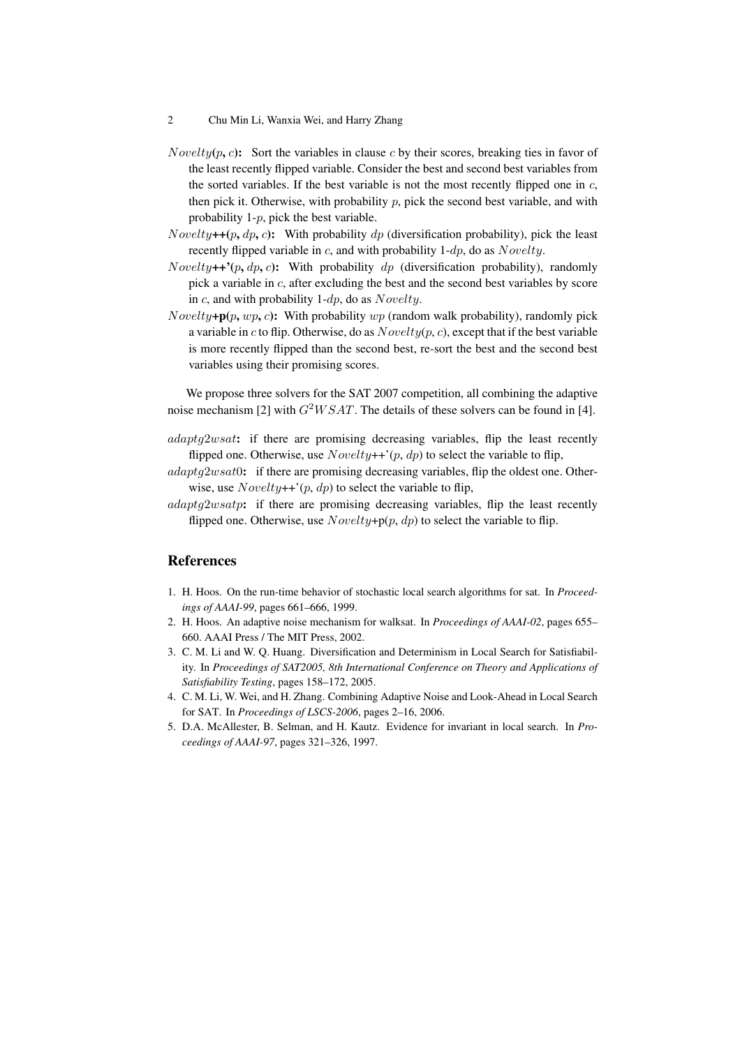$Novelty$(*p*, *c*)**:** Sort the variables in clause $c$ by their scores, breaking ties in favor of the least recently flipped variable. Consider the best and second best variables from the sorted variables. If the best variable is not the most recently flipped one in $c$, then pick it. Otherwise, with probability $p$, pick the second best variable, and with probability 1-$p$, pick the best variable.

$Novelty$**++(**$p$, $dp$, $c$**):** With probability $dp$ (diversification probability), pick the least recently flipped variable in $c$, and with probability 1-$dp$, do as $Novelty$.

$Novelty$**++'(**$p$, $dp$, $c$**):** With probability $dp$ (diversification probability), randomly pick a variable in $c$, after excluding the best and the second best variables by score in $c$, and with probability 1-$dp$, do as $Novelty$.

$Novelty$**+p(**$p$, $wp$, $c$**):** With probability $wp$ (random walk probability), randomly pick a variable in $c$ to flip. Otherwise, do as $Novelty(p, c)$, except that if the best variable is more recently flipped than the second best, re-sort the best and the second best variables using their promising scores.

We propose three solvers for the SAT 2007 competition, all combining the adaptive noise mechanism [2] with $G^2WSAT$. The details of these solvers can be found in [4].

$adaptg2wsat$**:** if there are promising decreasing variables, flip the least recently flipped one. Otherwise, use $Novelty$++'($p$, $dp$) to select the variable to flip,

$adaptg2wsat0$**:** if there are promising decreasing variables, flip the oldest one. Otherwise, use $Novelty$++'($p$, $dp$) to select the variable to flip,

$adaptg2wsatp$**:** if there are promising decreasing variables, flip the least recently flipped one. Otherwise, use $Novelty$+p($p$, $dp$) to select the variable to flip.

## References

1. H. Hoos. On the run-time behavior of stochastic local search algorithms for sat. In *Proceedings of AAAI-99*, pages 661–666, 1999.
2. H. Hoos. An adaptive noise mechanism for walksat. In *Proceedings of AAAI-02*, pages 655–660. AAAI Press / The MIT Press, 2002.
3. C. M. Li and W. Q. Huang. Diversification and Determinism in Local Search for Satisfiability. In *Proceedings of SAT2005, 8th International Conference on Theory and Applications of Satisfiability Testing*, pages 158–172, 2005.
4. C. M. Li, W. Wei, and H. Zhang. Combining Adaptive Noise and Look-Ahead in Local Search for SAT. In *Proceedings of LSCS-2006*, pages 2–16, 2006.
5. D.A. McAllester, B. Selman, and H. Kautz. Evidence for invariant in local search. In *Proceedings of AAAI-97*, pages 321–326, 1997.